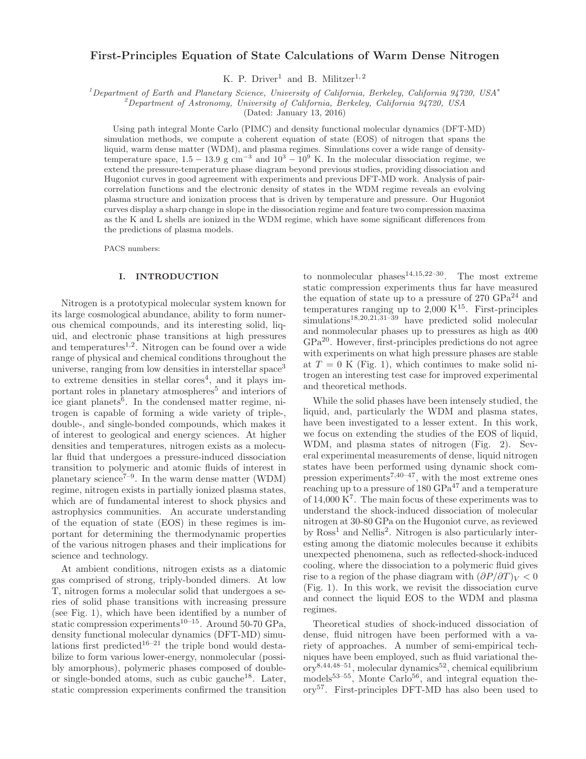# First-Principles Equation of State Calculations of Warm Dense Nitrogen

K. P. Driver[1] and B. Militzer[1,2]

[1]*Department of Earth and Planetary Science, University of California, Berkeley, California 94720, USA*[*]
[2]*Department of Astronomy, University of California, Berkeley, California 94720, USA*
(Dated: January 13, 2016)

Using path integral Monte Carlo (PIMC) and density functional molecular dynamics (DFT-MD) simulation methods, we compute a coherent equation of state (EOS) of nitrogen that spans the liquid, warm dense matter (WDM), and plasma regimes. Simulations cover a wide range of density-temperature space, 1.5 − 13.9 g cm$^{-3}$ and $10^3 - 10^9$ K. In the molecular dissociation regime, we extend the pressure-temperature phase diagram beyond previous studies, providing dissociation and Hugoniot curves in good agreement with experiments and previous DFT-MD work. Analysis of pair-correlation functions and the electronic density of states in the WDM regime reveals an evolving plasma structure and ionization process that is driven by temperature and pressure. Our Hugoniot curves display a sharp change in slope in the dissociation regime and feature two compression maxima as the K and L shells are ionized in the WDM regime, which have some significant differences from the predictions of plasma models.

PACS numbers:

## I. INTRODUCTION

Nitrogen is a prototypical molecular system known for its large cosmological abundance, ability to form numerous chemical compounds, and its interesting solid, liquid, and electronic phase transitions at high pressures and temperatures[1,2]. Nitrogen can be found over a wide range of physical and chemical conditions throughout the universe, ranging from low densities in interstellar space[3] to extreme densities in stellar cores[4], and it plays important roles in planetary atmospheres[5] and interiors of ice giant planets[6]. In the condensed matter regime, nitrogen is capable of forming a wide variety of triple-, double-, and single-bonded compounds, which makes it of interest to geological and energy sciences. At higher densities and temperatures, nitrogen exists as a molecular fluid that undergoes a pressure-induced dissociation transition to polymeric and atomic fluids of interest in planetary science[7–9]. In the warm dense matter (WDM) regime, nitrogen exists in partially ionized plasma states, which are of fundamental interest to shock physics and astrophysics communities. An accurate understanding of the equation of state (EOS) in these regimes is important for determining the thermodynamic properties of the various nitrogen phases and their implications for science and technology.

At ambient conditions, nitrogen exists as a diatomic gas comprised of strong, triply-bonded dimers. At low T, nitrogen forms a molecular solid that undergoes a series of solid phase transitions with increasing pressure (see Fig. 1), which have been identified by a number of static compression experiments[10–15]. Around 50-70 GPa, density functional molecular dynamics (DFT-MD) simulations first predicted[16–21] the triple bond would destabilize to form various lower-energy, nonmolecular (possibly amorphous), polymeric phases composed of double- or single-bonded atoms, such as cubic gauche[18]. Later, static compression experiments confirmed the transition to nonmolecular phases[14,15,22–30]. The most extreme static compression experiments thus far have measured the equation of state up to a pressure of 270 GPa[24] and temperatures ranging up to 2,000 K[15]. First-principles simulations[18,20,21,31–39] have predicted solid molecular and nonmolecular phases up to pressures as high as 400 GPa[20]. However, first-principles predictions do not agree with experiments on what high pressure phases are stable at $T = 0$ K (Fig. 1), which continues to make solid nitrogen an interesting test case for improved experimental and theoretical methods.

While the solid phases have been intensely studied, the liquid, and, particularly the WDM and plasma states, have been investigated to a lesser extent. In this work, we focus on extending the studies of the EOS of liquid, WDM, and plasma states of nitrogen (Fig. 2). Several experimental measurements of dense, liquid nitrogen states have been performed using dynamic shock compression experiments[7,40–47], with the most extreme ones reaching up to a pressure of 180 GPa[47] and a temperature of 14,000 K[7]. The main focus of these experiments was to understand the shock-induced dissociation of molecular nitrogen at 30-80 GPa on the Hugoniot curve, as reviewed by Ross[1] and Nellis[2]. Nitrogen is also particularly interesting among the diatomic molecules because it exhibits unexpected phenomena, such as reflected-shock-induced cooling, where the dissociation to a polymeric fluid gives rise to a region of the phase diagram with $(\partial P/\partial T)_V < 0$ (Fig. 1). In this work, we revisit the dissociation curve and connect the liquid EOS to the WDM and plasma regimes.

Theoretical studies of shock-induced dissociation of dense, fluid nitrogen have been performed with a variety of approaches. A number of semi-empirical techniques have been employed, such as fluid variational theory[8,44,48–51], molecular dynamics[52], chemical equilibrium models[53–55], Monte Carlo[56], and integral equation theory[57]. First-principles DFT-MD has also been used to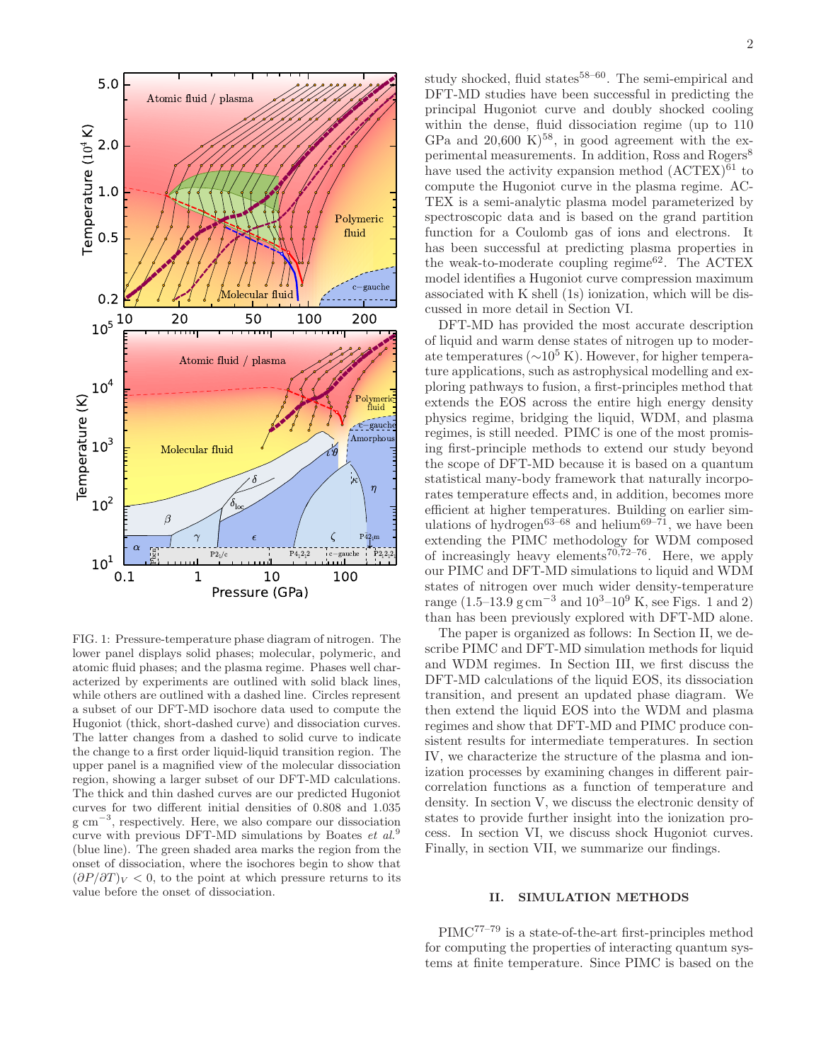Atomic fluid / plasma

Polymeric fluid

Molecular fluid

c−gauche

Temperature ($10^4$ K)

5.0

2.0

1.0

0.5

0.2

10 20 50 100 200

Atomic fluid / plasma

Molecular fluid

Polymeric fluid

c−gauche

Amorphous

ι θ

κ

η

δ

$\delta_{loc}$

β

γ

ε

ζ

α

P42₁m

P2₁/c

P4₁2₁2

c−gauche

P2₁2₁2₁

Temperature (K)

$10^5$

$10^4$

$10^3$

$10^2$

$10^1$

0.1 1 10 100

Pressure (GPa)

FIG. 1: Pressure-temperature phase diagram of nitrogen. The lower panel displays solid phases; molecular, polymeric, and atomic fluid phases; and the plasma regime. Phases well characterized by experiments are outlined with solid black lines, while others are outlined with a dashed line. Circles represent a subset of our DFT-MD isochore data used to compute the Hugoniot (thick, short-dashed curve) and dissociation curves. The latter changes from a dashed to solid curve to indicate the change to a first order liquid-liquid transition region. The upper panel is a magnified view of the molecular dissociation region, showing a larger subset of our DFT-MD calculations. The thick and thin dashed curves are our predicted Hugoniot curves for two different initial densities of 0.808 and 1.035 g cm$^{-3}$, respectively. Here, we also compare our dissociation curve with previous DFT-MD simulations by Boates *et al.*[9] (blue line). The green shaded area marks the region from the onset of dissociation, where the isochores begin to show that $(\partial P/\partial T)_V < 0$, to the point at which pressure returns to its value before the onset of dissociation.

study shocked, fluid states[58–60]. The semi-empirical and DFT-MD studies have been successful in predicting the principal Hugoniot curve and doubly shocked cooling within the dense, fluid dissociation regime (up to 110 GPa and 20,600 K)[58], in good agreement with the experimental measurements. In addition, Ross and Rogers[8] have used the activity expansion method (ACTEX)[61] to compute the Hugoniot curve in the plasma regime. ACTEX is a semi-analytic plasma model parameterized by spectroscopic data and is based on the grand partition function for a Coulomb gas of ions and electrons. It has been successful at predicting plasma properties in the weak-to-moderate coupling regime[62]. The ACTEX model identifies a Hugoniot curve compression maximum associated with K shell (1s) ionization, which will be discussed in more detail in Section VI.

DFT-MD has provided the most accurate description of liquid and warm dense states of nitrogen up to moderate temperatures ($\sim 10^5$ K). However, for higher temperature applications, such as astrophysical modelling and exploring pathways to fusion, a first-principles method that extends the EOS across the entire high energy density physics regime, bridging the liquid, WDM, and plasma regimes, is still needed. PIMC is one of the most promising first-principle methods to extend our study beyond the scope of DFT-MD because it is based on a quantum statistical many-body framework that naturally incorporates temperature effects and, in addition, becomes more efficient at higher temperatures. Building on earlier simulations of hydrogen[63–68] and helium[69–71], we have been extending the PIMC methodology for WDM composed of increasingly heavy elements[70,72–76]. Here, we apply our PIMC and DFT-MD simulations to liquid and WDM states of nitrogen over much wider density-temperature range (1.5–13.9 g cm$^{-3}$ and $10^3$–$10^9$ K, see Figs. 1 and 2) than has been previously explored with DFT-MD alone.

The paper is organized as follows: In Section II, we describe PIMC and DFT-MD simulation methods for liquid and WDM regimes. In Section III, we first discuss the DFT-MD calculations of the liquid EOS, its dissociation transition, and present an updated phase diagram. We then extend the liquid EOS into the WDM and plasma regimes and show that DFT-MD and PIMC produce consistent results for intermediate temperatures. In section IV, we characterize the structure of the plasma and ionization processes by examining changes in different pair-correlation functions as a function of temperature and density. In section V, we discuss the electronic density of states to provide further insight into the ionization process. In section VI, we discuss shock Hugoniot curves. Finally, in section VII, we summarize our findings.

## II. SIMULATION METHODS

PIMC[77–79] is a state-of-the-art first-principles method for computing the properties of interacting quantum systems at finite temperature. Since PIMC is based on the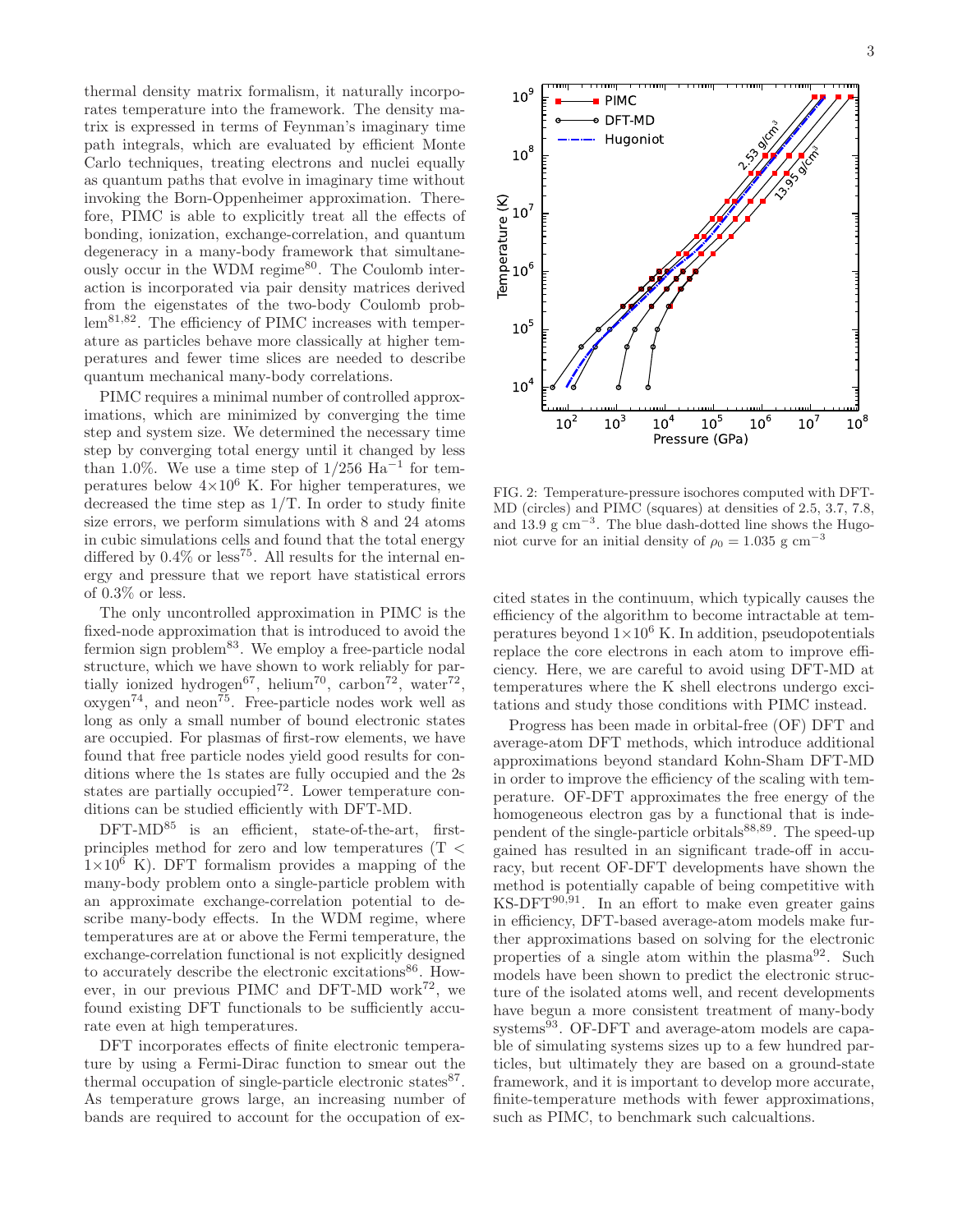thermal density matrix formalism, it naturally incorporates temperature into the framework. The density matrix is expressed in terms of Feynman's imaginary time path integrals, which are evaluated by efficient Monte Carlo techniques, treating electrons and nuclei equally as quantum paths that evolve in imaginary time without invoking the Born-Oppenheimer approximation. Therefore, PIMC is able to explicitly treat all the effects of bonding, ionization, exchange-correlation, and quantum degeneracy in a many-body framework that simultaneously occur in the WDM regime[80]. The Coulomb interaction is incorporated via pair density matrices derived from the eigenstates of the two-body Coulomb problem[81,82]. The efficiency of PIMC increases with temperature as particles behave more classically at higher temperatures and fewer time slices are needed to describe quantum mechanical many-body correlations.

PIMC requires a minimal number of controlled approximations, which are minimized by converging the time step and system size. We determined the necessary time step by converging total energy until it changed by less than 1.0%. We use a time step of 1/256 $\mathrm{Ha}^{-1}$ for temperatures below $4\times10^6$ K. For higher temperatures, we decreased the time step as 1/T. In order to study finite size errors, we perform simulations with 8 and 24 atoms in cubic simulations cells and found that the total energy differed by 0.4% or less[75]. All results for the internal energy and pressure that we report have statistical errors of 0.3% or less.

The only uncontrolled approximation in PIMC is the fixed-node approximation that is introduced to avoid the fermion sign problem[83]. We employ a free-particle nodal structure, which we have shown to work reliably for partially ionized hydrogen[67], helium[70], carbon[72], water[72], oxygen[74], and neon[75]. Free-particle nodes work well as long as only a small number of bound electronic states are occupied. For plasmas of first-row elements, we have found that free particle nodes yield good results for conditions where the 1s states are fully occupied and the 2s states are partially occupied[72]. Lower temperature conditions can be studied efficiently with DFT-MD.

DFT-MD[85] is an efficient, state-of-the-art, first-principles method for zero and low temperatures (T < $1\times10^6$ K). DFT formalism provides a mapping of the many-body problem onto a single-particle problem with an approximate exchange-correlation potential to describe many-body effects. In the WDM regime, where temperatures are at or above the Fermi temperature, the exchange-correlation functional is not explicitly designed to accurately describe the electronic excitations[86]. However, in our previous PIMC and DFT-MD work[72], we found existing DFT functionals to be sufficiently accurate even at high temperatures.

DFT incorporates effects of finite electronic temperature by using a Fermi-Dirac function to smear out the thermal occupation of single-particle electronic states[87]. As temperature grows large, an increasing number of bands are required to account for the occupation of excited states in the continuum, which typically causes the efficiency of the algorithm to become intractable at temperatures beyond $1\times10^6$ K. In addition, pseudopotentials replace the core electrons in each atom to improve efficiency. Here, we are careful to avoid using DFT-MD at temperatures where the K shell electrons undergo excitations and study those conditions with PIMC instead.

Progress has been made in orbital-free (OF) DFT and average-atom DFT methods, which introduce additional approximations beyond standard Kohn-Sham DFT-MD in order to improve the efficiency of the scaling with temperature. OF-DFT approximates the free energy of the homogeneous electron gas by a functional that is independent of the single-particle orbitals[88,89]. The speed-up gained has resulted in an significant trade-off in accuracy, but recent OF-DFT developments have shown the method is potentially capable of being competitive with KS-DFT[90,91]. In an effort to make even greater gains in efficiency, DFT-based average-atom models make further approximations based on solving for the electronic properties of a single atom within the plasma[92]. Such models have been shown to predict the electronic structure of the isolated atoms well, and recent developments have begun a more consistent treatment of many-body systems[93]. OF-DFT and average-atom models are capable of simulating systems sizes up to a few hundred particles, but ultimately they are based on a ground-state framework, and it is important to develop more accurate, finite-temperature methods with fewer approximations, such as PIMC, to benchmark such calcualtions.

PIMC
DFT-MD
Hugoniot
2.53 g/cm$^3$
13.95 g/cm$^3$
Temperature (K)
Pressure (GPa)

FIG. 2: Temperature-pressure isochores computed with DFT-MD (circles) and PIMC (squares) at densities of 2.5, 3.7, 7.8, and 13.9 g $\mathrm{cm}^{-3}$. The blue dash-dotted line shows the Hugoniot curve for an initial density of $\rho_0 = 1.035$ g $\mathrm{cm}^{-3}$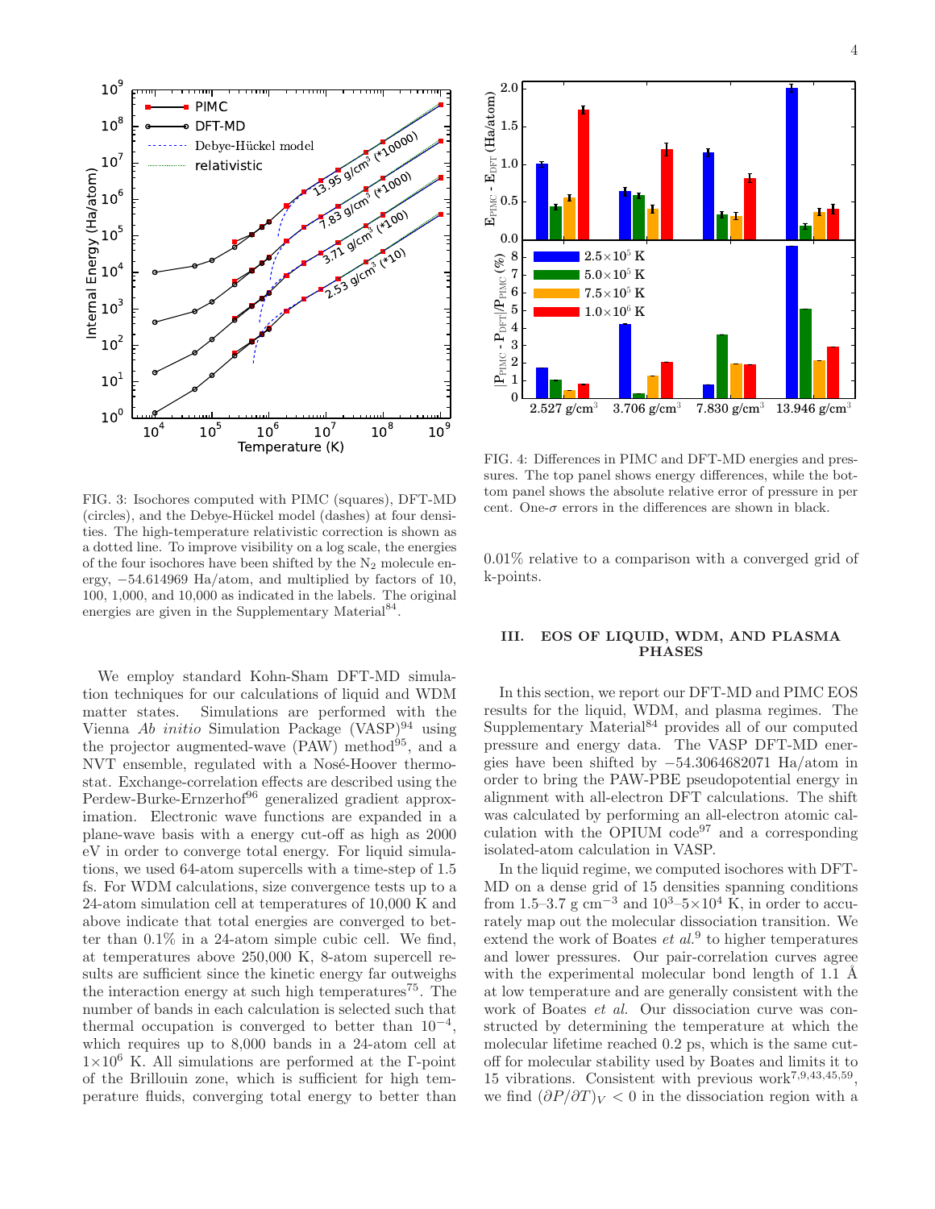Internal Energy (Ha/atom)

Temperature (K)

PIMC

DFT-MD

Debye-Hückel model

relativistic

13.95 g/cm$^3$ (*10000)

7.83 g/cm$^3$ (*1000)

3.71 g/cm$^3$ (*100)

2.53 g/cm$^3$ (*10)

FIG. 3: Isochores computed with PIMC (squares), DFT-MD (circles), and the Debye-Hückel model (dashes) at four densities. The high-temperature relativistic correction is shown as a dotted line. To improve visibility on a log scale, the energies of the four isochores have been shifted by the $N_2$ molecule energy, −54.614969 Ha/atom, and multiplied by factors of 10, 100, 1,000, and 10,000 as indicated in the labels. The original energies are given in the Supplementary Material[84].

$E_{PIMC}$ - $E_{DFT}$ (Ha/atom)

$|P_{PIMC}$ - $P_{DFT}|/P_{PIMC}$ (%)

$2.5\times10^5$ K

$5.0\times10^5$ K

$7.5\times10^5$ K

$1.0\times10^6$ K

2.527 g/cm$^3$ 3.706 g/cm$^3$ 7.830 g/cm$^3$ 13.946 g/cm$^3$

FIG. 4: Differences in PIMC and DFT-MD energies and pressures. The top panel shows energy differences, while the bottom panel shows the absolute relative error of pressure in per cent. One-σ errors in the differences are shown in black.

We employ standard Kohn-Sham DFT-MD simulation techniques for our calculations of liquid and WDM matter states. Simulations are performed with the Vienna *Ab initio* Simulation Package (VASP)[94] using the projector augmented-wave (PAW) method[95], and a NVT ensemble, regulated with a Nosé-Hoover thermostat. Exchange-correlation effects are described using the Perdew-Burke-Ernzerhof[96] generalized gradient approximation. Electronic wave functions are expanded in a plane-wave basis with a energy cut-off as high as 2000 eV in order to converge total energy. For liquid simulations, we used 64-atom supercells with a time-step of 1.5 fs. For WDM calculations, size convergence tests up to a 24-atom simulation cell at temperatures of 10,000 K and above indicate that total energies are converged to better than 0.1% in a 24-atom simple cubic cell. We find, at temperatures above 250,000 K, 8-atom supercell results are sufficient since the kinetic energy far outweighs the interaction energy at such high temperatures[75]. The number of bands in each calculation is selected such that thermal occupation is converged to better than $10^{-4}$, which requires up to 8,000 bands in a 24-atom cell at $1\times10^6$ K. All simulations are performed at the Γ-point of the Brillouin zone, which is sufficient for high temperature fluids, converging total energy to better than 0.01% relative to a comparison with a converged grid of k-points.

## III. EOS OF LIQUID, WDM, AND PLASMA PHASES

In this section, we report our DFT-MD and PIMC EOS results for the liquid, WDM, and plasma regimes. The Supplementary Material[84] provides all of our computed pressure and energy data. The VASP DFT-MD energies have been shifted by −54.3064682071 Ha/atom in order to bring the PAW-PBE pseudopotential energy in alignment with all-electron DFT calculations. The shift was calculated by performing an all-electron atomic calculation with the OPIUM code[97] and a corresponding isolated-atom calculation in VASP.

In the liquid regime, we computed isochores with DFT-MD on a dense grid of 15 densities spanning conditions from 1.5–3.7 g cm$^{-3}$ and $10^3$–$5\times10^4$ K, in order to accurately map out the molecular dissociation transition. We extend the work of Boates *et al.*[9] to higher temperatures and lower pressures. Our pair-correlation curves agree with the experimental molecular bond length of 1.1 Å at low temperature and are generally consistent with the work of Boates *et al.* Our dissociation curve was constructed by determining the temperature at which the molecular lifetime reached 0.2 ps, which is the same cutoff for molecular stability used by Boates and limits it to 15 vibrations. Consistent with previous work[7,9,43,45,59], we find $(\partial P/\partial T)_V < 0$ in the dissociation region with a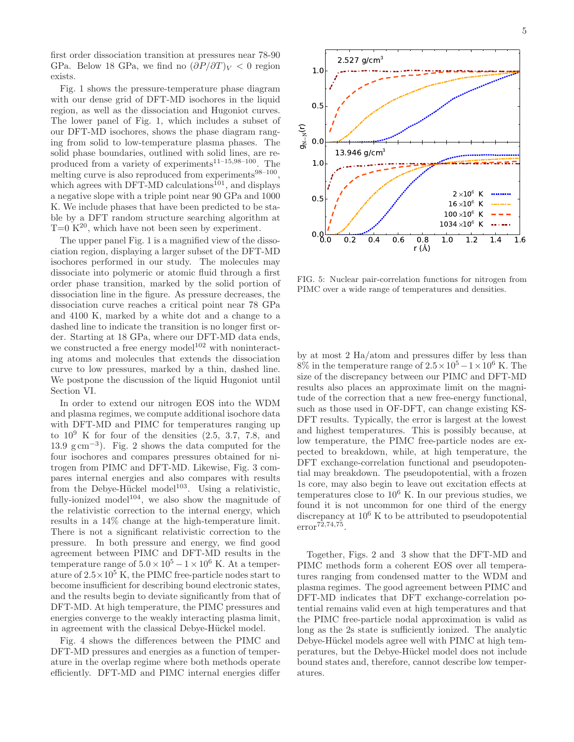first order dissociation transition at pressures near 78-90 GPa. Below 18 GPa, we find no $(\partial P/\partial T)_V < 0$ region exists.

Fig. 1 shows the pressure-temperature phase diagram with our dense grid of DFT-MD isochores in the liquid region, as well as the dissociation and Hugoniot curves. The lower panel of Fig. 1, which includes a subset of our DFT-MD isochores, shows the phase diagram ranging from solid to low-temperature plasma phases. The solid phase boundaries, outlined with solid lines, are reproduced from a variety of experiments[11–15,98–100]. The melting curve is also reproduced from experiments[98–100], which agrees with DFT-MD calculations[101], and displays a negative slope with a triple point near 90 GPa and 1000 K. We include phases that have been predicted to be stable by a DFT random structure searching algorithm at T=0 K[20], which have not been seen by experiment.

The upper panel Fig. 1 is a magnified view of the dissociation region, displaying a larger subset of the DFT-MD isochores performed in our study. The molecules may dissociate into polymeric or atomic fluid through a first order phase transition, marked by the solid portion of dissociation line in the figure. As pressure decreases, the dissociation curve reaches a critical point near 78 GPa and 4100 K, marked by a white dot and a change to a dashed line to indicate the transition is no longer first order. Starting at 18 GPa, where our DFT-MD data ends, we constructed a free energy model[102] with noninteracting atoms and molecules that extends the dissociation curve to low pressures, marked by a thin, dashed line. We postpone the discussion of the liquid Hugoniot until Section VI.

In order to extend our nitrogen EOS into the WDM and plasma regimes, we compute additional isochore data with DFT-MD and PIMC for temperatures ranging up to $10^9$ K for four of the densities (2.5, 3.7, 7.8, and 13.9 $\mathrm{g\,cm^{-3}}$). Fig. 2 shows the data computed for the four isochores and compares pressures obtained for nitrogen from PIMC and DFT-MD. Likewise, Fig. 3 compares internal energies and also compares with results from the Debye-Hückel model[103]. Using a relativistic, fully-ionized model[104], we also show the magnitude of the relativistic correction to the internal energy, which results in a 14% change at the high-temperature limit. There is not a significant relativistic correction to the pressure. In both pressure and energy, we find good agreement between PIMC and DFT-MD results in the temperature range of $5.0\times10^5-1\times10^6$ K. At a temperature of $2.5\times10^5$ K, the PIMC free-particle nodes start to become insufficient for describing bound electronic states, and the results begin to deviate significantly from that of DFT-MD. At high temperature, the PIMC pressures and energies converge to the weakly interacting plasma limit, in agreement with the classical Debye-Hückel model.

Fig. 4 shows the differences between the PIMC and DFT-MD pressures and energies as a function of temperature in the overlap regime where both methods operate efficiently. DFT-MD and PIMC internal energies differ by at most 2 Ha/atom and pressures differ by less than 8% in the temperature range of $2.5\times10^5-1\times10^6$ K. The size of the discrepancy between our PIMC and DFT-MD results also places an approximate limit on the magnitude of the correction that a new free-energy functional, such as those used in OF-DFT, can change existing KS-DFT results. Typically, the error is largest at the lowest and highest temperatures. This is possibly because, at low temperature, the PIMC free-particle nodes are expected to breakdown, while, at high temperature, the DFT exchange-correlation functional and pseudopotential may breakdown. The pseudopotential, with a frozen 1s core, may also begin to leave out excitation effects at temperatures close to $10^6$ K. In our previous studies, we found it is not uncommon for one third of the energy discrepancy at $10^6$ K to be attributed to pseudopotential error[72,74,75].

FIG. 5: Nuclear pair-correlation functions for nitrogen from PIMC over a wide range of temperatures and densities.

Together, Figs. 2 and 3 show that the DFT-MD and PIMC methods form a coherent EOS over all temperatures ranging from condensed matter to the WDM and plasma regimes. The good agreement between PIMC and DFT-MD indicates that DFT exchange-correlation potential remains valid even at high temperatures and that the PIMC free-particle nodal approximation is valid as long as the 2s state is sufficiently ionized. The analytic Debye-Hückel models agree well with PIMC at high temperatures, but the Debye-Hückel model does not include bound states and, therefore, cannot describe low temperatures.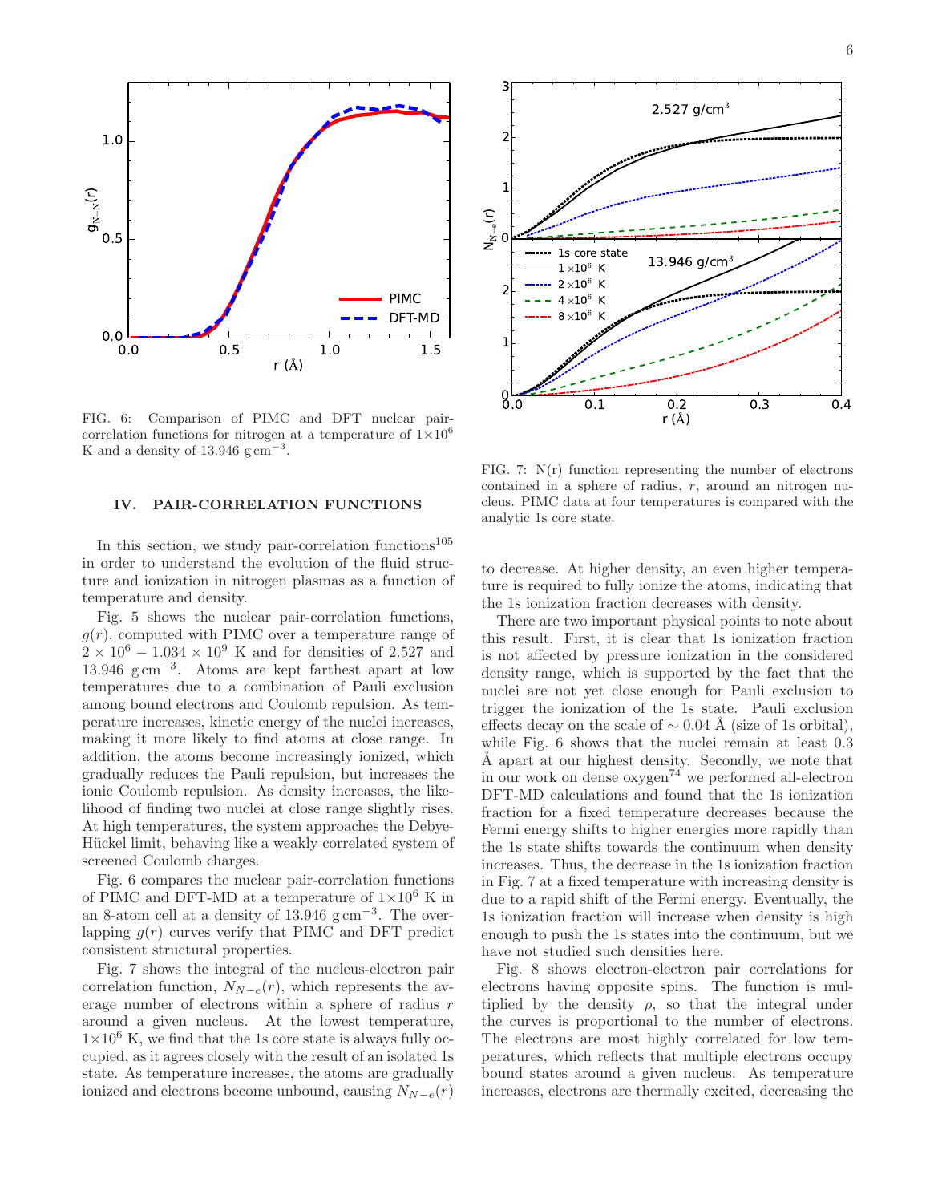PIMC
DFT-MD
$g_{N-N}(r)$
r (Å)
0.0
0.5
1.0
1.5

FIG. 6: Comparison of PIMC and DFT nuclear pair-correlation functions for nitrogen at a temperature of $1\times10^6$ K and a density of 13.946 $\mathrm{g\,cm^{-3}}$.

2.527 g/cm³
13.946 g/cm³
1s core state
$1\times10^6$ K
$2\times10^6$ K
$4\times10^6$ K
$8\times10^6$ K
$N_{N-e}(r)$
r (Å)
0.0
0.1
0.2
0.3
0.4
0
1
2
3

FIG. 7: N(r) function representing the number of electrons contained in a sphere of radius, $r$, around an nitrogen nucleus. PIMC data at four temperatures is compared with the analytic 1s core state.

## IV. PAIR-CORRELATION FUNCTIONS

In this section, we study pair-correlation functions[105] in order to understand the evolution of the fluid structure and ionization in nitrogen plasmas as a function of temperature and density.

Fig. 5 shows the nuclear pair-correlation functions, $g(r)$, computed with PIMC over a temperature range of $2\times10^6 - 1.034\times10^9$ K and for densities of 2.527 and 13.946 $\mathrm{g\,cm^{-3}}$. Atoms are kept farthest apart at low temperatures due to a combination of Pauli exclusion among bound electrons and Coulomb repulsion. As temperature increases, kinetic energy of the nuclei increases, making it more likely to find atoms at close range. In addition, the atoms become increasingly ionized, which gradually reduces the Pauli repulsion, but increases the ionic Coulomb repulsion. As density increases, the likelihood of finding two nuclei at close range slightly rises. At high temperatures, the system approaches the Debye-Hückel limit, behaving like a weakly correlated system of screened Coulomb charges.

Fig. 6 compares the nuclear pair-correlation functions of PIMC and DFT-MD at a temperature of $1\times10^6$ K in an 8-atom cell at a density of 13.946 $\mathrm{g\,cm^{-3}}$. The overlapping $g(r)$ curves verify that PIMC and DFT predict consistent structural properties.

Fig. 7 shows the integral of the nucleus-electron pair correlation function, $N_{N-e}(r)$, which represents the average number of electrons within a sphere of radius $r$ around a given nucleus. At the lowest temperature, $1\times10^6$ K, we find that the 1s core state is always fully occupied, as it agrees closely with the result of an isolated 1s state. As temperature increases, the atoms are gradually ionized and electrons become unbound, causing $N_{N-e}(r)$ to decrease. At higher density, an even higher temperature is required to fully ionize the atoms, indicating that the 1s ionization fraction decreases with density.

There are two important physical points to note about this result. First, it is clear that 1s ionization fraction is not affected by pressure ionization in the considered density range, which is supported by the fact that the nuclei are not yet close enough for Pauli exclusion to trigger the ionization of the 1s state. Pauli exclusion effects decay on the scale of $\sim 0.04$ Å (size of 1s orbital), while Fig. 6 shows that the nuclei remain at least 0.3 Å apart at our highest density. Secondly, we note that in our work on dense oxygen[74] we performed all-electron DFT-MD calculations and found that the 1s ionization fraction for a fixed temperature decreases because the Fermi energy shifts to higher energies more rapidly than the 1s state shifts towards the continuum when density increases. Thus, the decrease in the 1s ionization fraction in Fig. 7 at a fixed temperature with increasing density is due to a rapid shift of the Fermi energy. Eventually, the 1s ionization fraction will increase when density is high enough to push the 1s states into the continuum, but we have not studied such densities here.

Fig. 8 shows electron-electron pair correlations for electrons having opposite spins. The function is multiplied by the density $\rho$, so that the integral under the curves is proportional to the number of electrons. The electrons are most highly correlated for low temperatures, which reflects that multiple electrons occupy bound states around a given nucleus. As temperature increases, electrons are thermally excited, decreasing the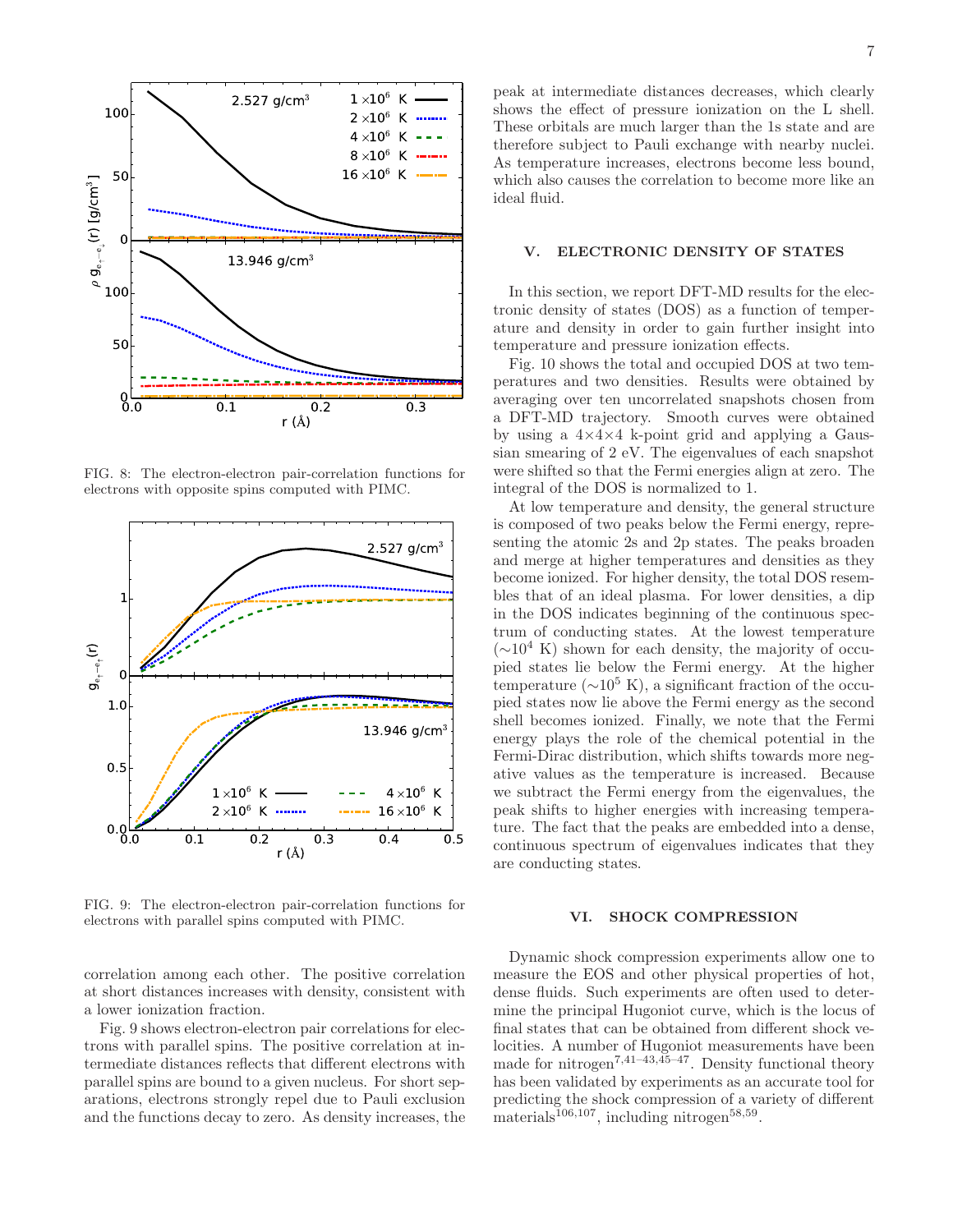2.527 g/cm$^3$

$1\times10^6$ K

$2\times10^6$ K

$4\times10^6$ K

$8\times10^6$ K

$16\times10^6$ K

13.946 g/cm$^3$

$\rho\, g_{e_\uparrow - e_\downarrow}(r)$ [g/cm$^3$]

r (Å)

FIG. 8: The electron-electron pair-correlation functions for electrons with opposite spins computed with PIMC.

2.527 g/cm$^3$

13.946 g/cm$^3$

$g_{e_\uparrow - e_\uparrow}(r)$

$1\times10^6$ K

$2\times10^6$ K

$4\times10^6$ K

$16\times10^6$ K

r (Å)

FIG. 9: The electron-electron pair-correlation functions for electrons with parallel spins computed with PIMC.

correlation among each other. The positive correlation at short distances increases with density, consistent with a lower ionization fraction.

Fig. 9 shows electron-electron pair correlations for electrons with parallel spins. The positive correlation at intermediate distances reflects that different electrons with parallel spins are bound to a given nucleus. For short separations, electrons strongly repel due to Pauli exclusion and the functions decay to zero. As density increases, the peak at intermediate distances decreases, which clearly shows the effect of pressure ionization on the L shell. These orbitals are much larger than the 1s state and are therefore subject to Pauli exchange with nearby nuclei. As temperature increases, electrons become less bound, which also causes the correlation to become more like an ideal fluid.

## V. ELECTRONIC DENSITY OF STATES

In this section, we report DFT-MD results for the electronic density of states (DOS) as a function of temperature and density in order to gain further insight into temperature and pressure ionization effects.

Fig. 10 shows the total and occupied DOS at two temperatures and two densities. Results were obtained by averaging over ten uncorrelated snapshots chosen from a DFT-MD trajectory. Smooth curves were obtained by using a $4\times4\times4$ k-point grid and applying a Gaussian smearing of 2 eV. The eigenvalues of each snapshot were shifted so that the Fermi energies align at zero. The integral of the DOS is normalized to 1.

At low temperature and density, the general structure is composed of two peaks below the Fermi energy, representing the atomic 2s and 2p states. The peaks broaden and merge at higher temperatures and densities as they become ionized. For higher density, the total DOS resembles that of an ideal plasma. For lower densities, a dip in the DOS indicates beginning of the continuous spectrum of conducting states. At the lowest temperature ($\sim10^4$ K) shown for each density, the majority of occupied states lie below the Fermi energy. At the higher temperature ($\sim10^5$ K), a significant fraction of the occupied states now lie above the Fermi energy as the second shell becomes ionized. Finally, we note that the Fermi energy plays the role of the chemical potential in the Fermi-Dirac distribution, which shifts towards more negative values as the temperature is increased. Because we subtract the Fermi energy from the eigenvalues, the peak shifts to higher energies with increasing temperature. The fact that the peaks are embedded into a dense, continuous spectrum of eigenvalues indicates that they are conducting states.

## VI. SHOCK COMPRESSION

Dynamic shock compression experiments allow one to measure the EOS and other physical properties of hot, dense fluids. Such experiments are often used to determine the principal Hugoniot curve, which is the locus of final states that can be obtained from different shock velocities. A number of Hugoniot measurements have been made for nitrogen[7,41–43,45–47]. Density functional theory has been validated by experiments as an accurate tool for predicting the shock compression of a variety of different materials[106,107], including nitrogen[58,59].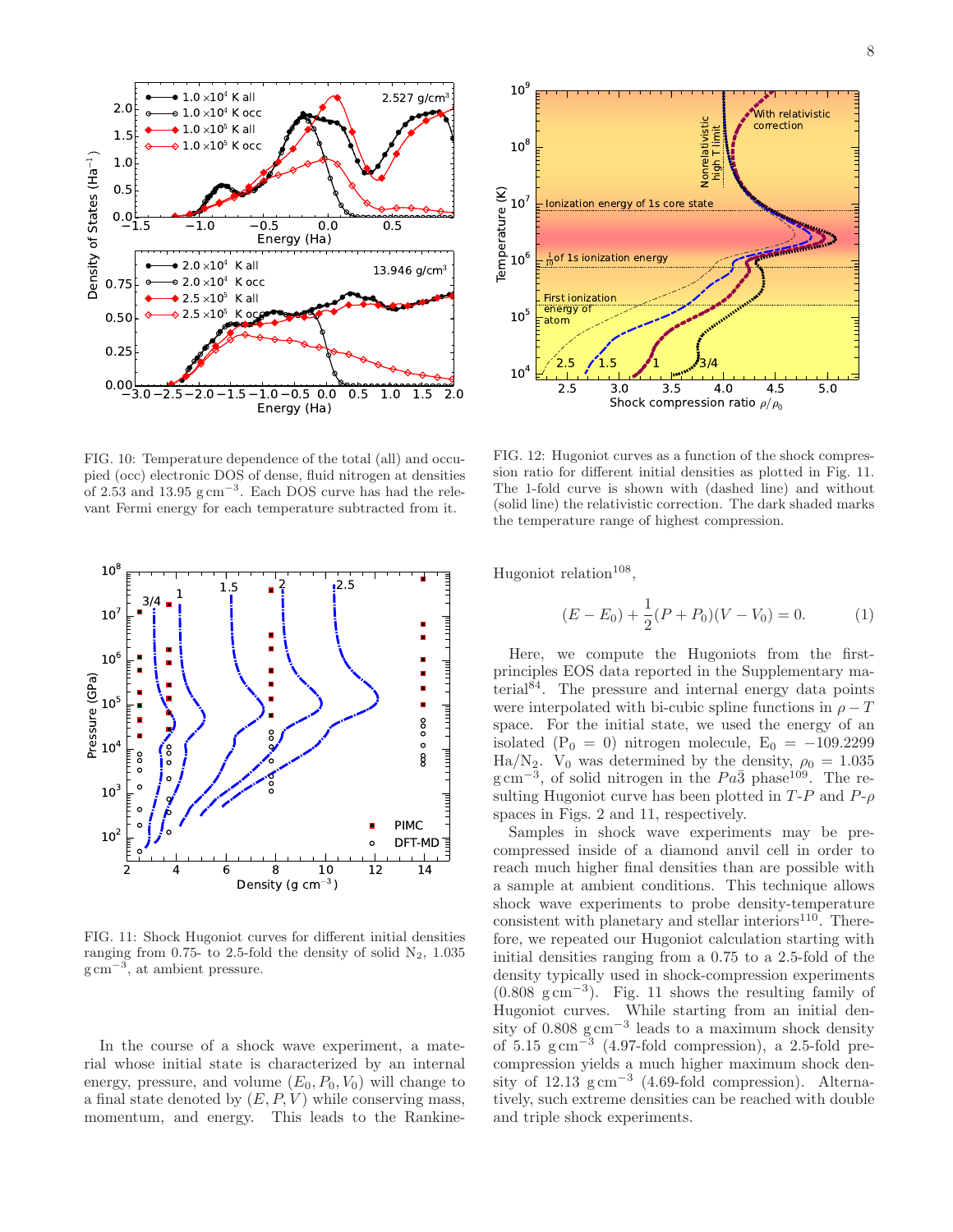1.0 ×10^4 K all
1.0 ×10^4 K occ
1.0 ×10^5 K all
1.0 ×10^5 K occ
2.527 g/cm^3

2.0 ×10^4 K all
2.0 ×10^4 K occ
2.5 ×10^5 K all
2.5 ×10^5 K occ
13.946 g/cm^3

Density of States (Ha^-1)
Energy (Ha)

FIG. 10: Temperature dependence of the total (all) and occupied (occ) electronic DOS of dense, fluid nitrogen at densities of 2.53 and 13.95 $\mathrm{g\,cm^{-3}}$. Each DOS curve has had the relevant Fermi energy for each temperature subtracted from it.

3/4
1
1.5
2
2.5
PIMC
DFT-MD
Pressure (GPa)
Density (g cm^-3)

FIG. 11: Shock Hugoniot curves for different initial densities ranging from 0.75- to 2.5-fold the density of solid $N_2$, 1.035 $\mathrm{g\,cm^{-3}}$, at ambient pressure.

With relativistic correction
Nonrelativistic high T limit
Ionization energy of 1s core state
1/10 of 1s ionization energy
First ionization energy of atom
2.5
1.5
1
3/4
Temperature (K)
Shock compression ratio $\rho/\rho_0$

FIG. 12: Hugoniot curves as a function of the shock compression ratio for different initial densities as plotted in Fig. 11. The 1-fold curve is shown with (dashed line) and without (solid line) the relativistic correction. The dark shaded marks the temperature range of highest compression.

In the course of a shock wave experiment, a material whose initial state is characterized by an internal energy, pressure, and volume $(E_0, P_0, V_0)$ will change to a final state denoted by $(E, P, V)$ while conserving mass, momentum, and energy. This leads to the Rankine-Hugoniot relation[108],

$$(E - E_0) + \frac{1}{2}(P + P_0)(V - V_0) = 0. \tag{1}$$

Here, we compute the Hugoniots from the first-principles EOS data reported in the Supplementary material[84]. The pressure and internal energy data points were interpolated with bi-cubic spline functions in $\rho - T$ space. For the initial state, we used the energy of an isolated $(P_0 = 0)$ nitrogen molecule, $E_0 = -109.2299$ Ha/$N_2$. $V_0$ was determined by the density, $\rho_0 = 1.035$ $\mathrm{g\,cm^{-3}}$, of solid nitrogen in the $Pa\bar{3}$ phase[109]. The resulting Hugoniot curve has been plotted in $T$-$P$ and $P$-$\rho$ spaces in Figs. 2 and 11, respectively.

Samples in shock wave experiments may be precompressed inside of a diamond anvil cell in order to reach much higher final densities than are possible with a sample at ambient conditions. This technique allows shock wave experiments to probe density-temperature consistent with planetary and stellar interiors[110]. Therefore, we repeated our Hugoniot calculation starting with initial densities ranging from a 0.75 to a 2.5-fold of the density typically used in shock-compression experiments (0.808 $\mathrm{g\,cm^{-3}}$). Fig. 11 shows the resulting family of Hugoniot curves. While starting from an initial density of 0.808 $\mathrm{g\,cm^{-3}}$ leads to a maximum shock density of 5.15 $\mathrm{g\,cm^{-3}}$ (4.97-fold compression), a 2.5-fold precompression yields a much higher maximum shock density of 12.13 $\mathrm{g\,cm^{-3}}$ (4.69-fold compression). Alternatively, such extreme densities can be reached with double and triple shock experiments.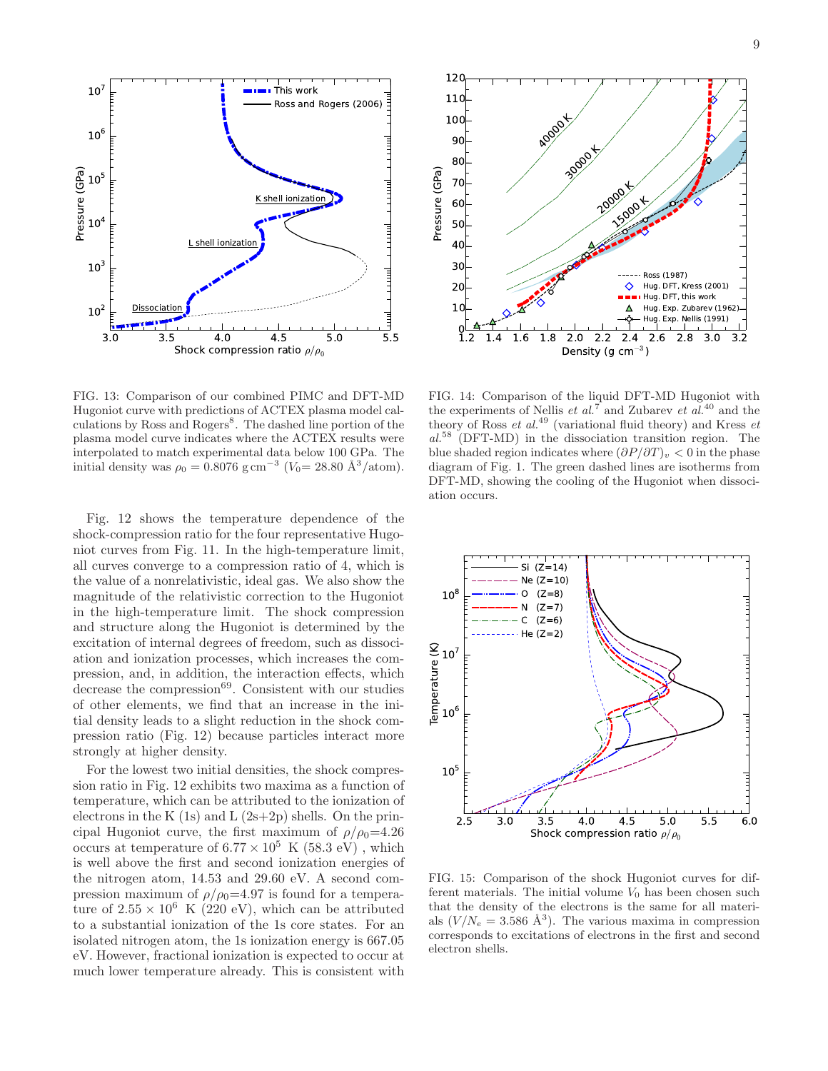This work

Ross and Rogers (2006)

K shell ionization

L shell ionization

Dissociation

Pressure (GPa)

Shock compression ratio $\rho/\rho_0$

FIG. 13: Comparison of our combined PIMC and DFT-MD Hugoniot curve with predictions of ACTEX plasma model calculations by Ross and Rogers[8]. The dashed line portion of the plasma model curve indicates where the ACTEX results were interpolated to match experimental data below 100 GPa. The initial density was $\rho_0 = 0.8076$ g cm$^{-3}$ ($V_0$= 28.80 Å$^3$/atom).

40000 K

30000 K

20000 K

15000 K

Ross (1987)

Hug. DFT, Kress (2001)

Hug. DFT, this work

Hug. Exp. Zubarev (1962)

Hug. Exp. Nellis (1991)

Pressure (GPa)

Density (g cm$^{-3}$)

FIG. 14: Comparison of the liquid DFT-MD Hugoniot with the experiments of Nellis *et al.*[7] and Zubarev *et al.*[40] and the theory of Ross *et al.*[49] (variational fluid theory) and Kress *et al.*[58] (DFT-MD) in the dissociation transition region. The blue shaded region indicates where $(\partial P/\partial T)_v < 0$ in the phase diagram of Fig. 1. The green dashed lines are isotherms from DFT-MD, showing the cooling of the Hugoniot when dissociation occurs.

Fig. 12 shows the temperature dependence of the shock-compression ratio for the four representative Hugoniot curves from Fig. 11. In the high-temperature limit, all curves converge to a compression ratio of 4, which is the value of a nonrelativistic, ideal gas. We also show the magnitude of the relativistic correction to the Hugoniot in the high-temperature limit. The shock compression and structure along the Hugoniot is determined by the excitation of internal degrees of freedom, such as dissociation and ionization processes, which increases the compression, and, in addition, the interaction effects, which decrease the compression[69]. Consistent with our studies of other elements, we find that an increase in the initial density leads to a slight reduction in the shock compression ratio (Fig. 12) because particles interact more strongly at higher density.

For the lowest two initial densities, the shock compression ratio in Fig. 12 exhibits two maxima as a function of temperature, which can be attributed to the ionization of electrons in the K (1s) and L (2s+2p) shells. On the principal Hugoniot curve, the first maximum of $\rho/\rho_0$=4.26 occurs at temperature of $6.77 \times 10^5$ K (58.3 eV) , which is well above the first and second ionization energies of the nitrogen atom, 14.53 and 29.60 eV. A second compression maximum of $\rho/\rho_0$=4.97 is found for a temperature of $2.55 \times 10^6$ K (220 eV), which can be attributed to a substantial ionization of the 1s core states. For an isolated nitrogen atom, the 1s ionization energy is 667.05 eV. However, fractional ionization is expected to occur at much lower temperature already. This is consistent with

Si (Z=14)

Ne (Z=10)

O (Z=8)

N (Z=7)

C (Z=6)

He (Z=2)

Temperature (K)

Shock compression ratio $\rho/\rho_0$

FIG. 15: Comparison of the shock Hugoniot curves for different materials. The initial volume $V_0$ has been chosen such that the density of the electrons is the same for all materials ($V/N_e = 3.586$ Å$^3$). The various maxima in compression corresponds to excitations of electrons in the first and second electron shells.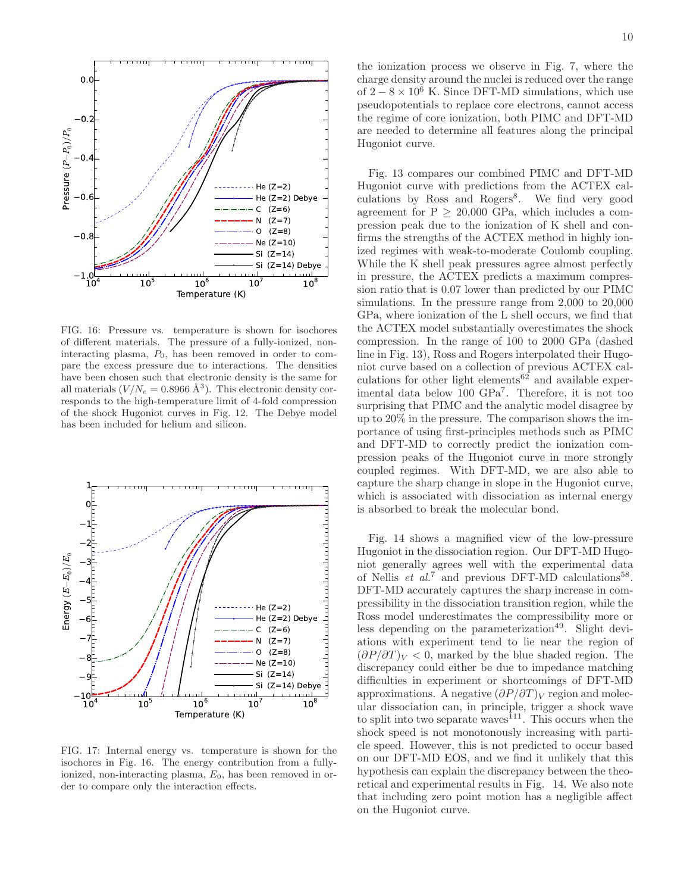Pressure $(P{-}P_0)/P_0$

0.0
−0.2
−0.4
−0.6
−0.8
−1.0

$10^4$ $10^5$ $10^6$ $10^7$ $10^8$

Temperature (K)

He (Z=2)
He (Z=2) Debye
C (Z=6)
N (Z=7)
O (Z=8)
Ne (Z=10)
Si (Z=14)
Si (Z=14) Debye

FIG. 16: Pressure vs. temperature is shown for isochores of different materials. The pressure of a fully-ionized, non-interacting plasma, $P_0$, has been removed in order to compare the excess pressure due to interactions. The densities have been chosen such that electronic density is the same for all materials ($V/N_e = 0.8966$ Å$^3$). This electronic density corresponds to the high-temperature limit of 4-fold compression of the shock Hugoniot curves in Fig. 12. The Debye model has been included for helium and silicon.

Energy $(E{-}E_0)/E_0$

1
0
−1
−2
−3
−4
−5
−6
−7
−8
−9
−10

$10^4$ $10^5$ $10^6$ $10^7$ $10^8$

Temperature (K)

He (Z=2)
He (Z=2) Debye
C (Z=6)
N (Z=7)
O (Z=8)
Ne (Z=10)
Si (Z=14)
Si (Z=14) Debye

FIG. 17: Internal energy vs. temperature is shown for the isochores in Fig. 16. The energy contribution from a fully-ionized, non-interacting plasma, $E_0$, has been removed in order to compare only the interaction effects.

the ionization process we observe in Fig. 7, where the charge density around the nuclei is reduced over the range of $2-8\times10^6$ K. Since DFT-MD simulations, which use pseudopotentials to replace core electrons, cannot access the regime of core ionization, both PIMC and DFT-MD are needed to determine all features along the principal Hugoniot curve.

Fig. 13 compares our combined PIMC and DFT-MD Hugoniot curve with predictions from the ACTEX calculations by Ross and Rogers[8]. We find very good agreement for P $\geq$ 20,000 GPa, which includes a compression peak due to the ionization of K shell and confirms the strengths of the ACTEX method in highly ionized regimes with weak-to-moderate Coulomb coupling. While the K shell peak pressures agree almost perfectly in pressure, the ACTEX predicts a maximum compression ratio that is 0.07 lower than predicted by our PIMC simulations. In the pressure range from 2,000 to 20,000 GPa, where ionization of the L shell occurs, we find that the ACTEX model substantially overestimates the shock compression. In the range of 100 to 2000 GPa (dashed line in Fig. 13), Ross and Rogers interpolated their Hugoniot curve based on a collection of previous ACTEX calculations for other light elements[62] and available experimental data below 100 GPa[7]. Therefore, it is not too surprising that PIMC and the analytic model disagree by up to 20% in the pressure. The comparison shows the importance of using first-principles methods such as PIMC and DFT-MD to correctly predict the ionization compression peaks of the Hugoniot curve in more strongly coupled regimes. With DFT-MD, we are also able to capture the sharp change in slope in the Hugoniot curve, which is associated with dissociation as internal energy is absorbed to break the molecular bond.

Fig. 14 shows a magnified view of the low-pressure Hugoniot in the dissociation region. Our DFT-MD Hugoniot generally agrees well with the experimental data of Nellis *et al.*[7] and previous DFT-MD calculations[58]. DFT-MD accurately captures the sharp increase in compressibility in the dissociation transition region, while the Ross model underestimates the compressibility more or less depending on the parameterization[49]. Slight deviations with experiment tend to lie near the region of $(\partial P/\partial T)_V < 0$, marked by the blue shaded region. The discrepancy could either be due to impedance matching difficulties in experiment or shortcomings of DFT-MD approximations. A negative $(\partial P/\partial T)_V$ region and molecular dissociation can, in principle, trigger a shock wave to split into two separate waves[111]. This occurs when the shock speed is not monotonously increasing with particle speed. However, this is not predicted to occur based on our DFT-MD EOS, and we find it unlikely that this hypothesis can explain the discrepancy between the theoretical and experimental results in Fig. 14. We also note that including zero point motion has a negligible affect on the Hugoniot curve.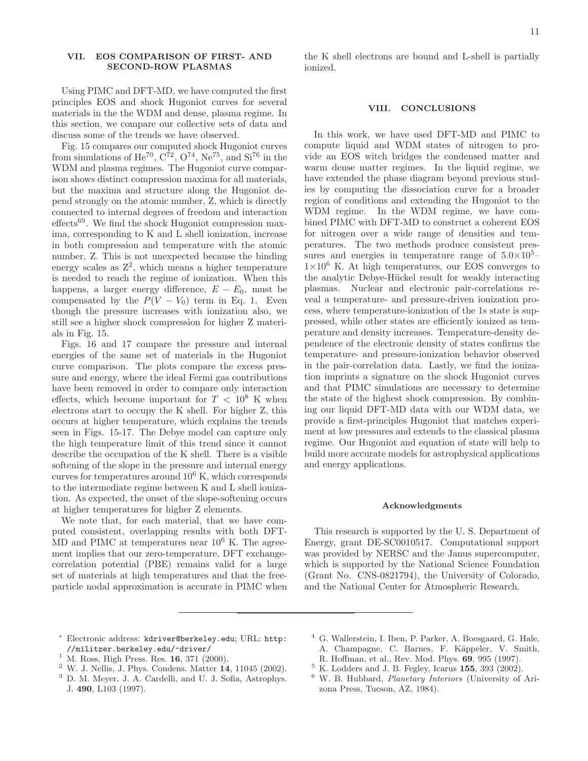## VII. EOS COMPARISON OF FIRST- AND SECOND-ROW PLASMAS

Using PIMC and DFT-MD, we have computed the first principles EOS and shock Hugoniot curves for several materials in the the WDM and dense, plasma regime. In this section, we compare our collective sets of data and discuss some of the trends we have observed.

Fig. 15 compares our computed shock Hugoniot curves from simulations of He[70], C[72], O[74], Ne[75], and Si[76] in the WDM and plasma regimes. The Hugoniot curve comparison shows distinct compression maxima for all materials, but the maxima and structure along the Hugoniot depend strongly on the atomic number, Z, which is directly connected to internal degrees of freedom and interaction effects[69]. We find the shock Hugoniot compression maxima, corresponding to K and L shell ionization, increase in both compression and temperature with the atomic number, Z. This is not unexpected because the binding energy scales as $Z^2$, which means a higher temperature is needed to reach the regime of ionization. When this happens, a larger energy difference, $E - E_0$, must be compensated by the $P(V - V_0)$ term in Eq. 1. Even though the pressure increases with ionization also, we still see a higher shock compression for higher Z materials in Fig. 15.

Figs. 16 and 17 compare the pressure and internal energies of the same set of materials in the Hugoniot curve comparison. The plots compare the excess pressure and energy, where the ideal Fermi gas contributions have been removed in order to compare only interaction effects, which become important for $T < 10^8$ K when electrons start to occupy the K shell. For higher Z, this occurs at higher temperature, which explains the trends seen in Figs. 15-17. The Debye model can capture only the high temperature limit of this trend since it cannot describe the occupation of the K shell. There is a visible softening of the slope in the pressure and internal energy curves for temperatures around $10^6$ K, which corresponds to the intermediate regime between K and L shell ionization. As expected, the onset of the slope-softening occurs at higher temperatures for higher Z elements.

We note that, for each material, that we have computed consistent, overlapping results with both DFT-MD and PIMC at temperatures near $10^6$ K. The agreement implies that our zero-temperature, DFT exchange-correlation potential (PBE) remains valid for a large set of materials at high temperatures and that the free-particle nodal approximation is accurate in PIMC when the K shell electrons are bound and L-shell is partially ionized.

## VIII. CONCLUSIONS

In this work, we have used DFT-MD and PIMC to compute liquid and WDM states of nitrogen to provide an EOS witch bridges the condensed matter and warm dense matter regimes. In the liquid regime, we have extended the phase diagram beyond previous studies by computing the dissociation curve for a broader region of conditions and extending the Hugoniot to the WDM regime. In the WDM regime, we have combined PIMC with DFT-MD to construct a coherent EOS for nitrogen over a wide range of densities and temperatures. The two methods produce consistent pressures and energies in temperature range of $5.0\times10^5$–$1\times10^6$ K. At high temperatures, our EOS converges to the analytic Debye-Hückel result for weakly interacting plasmas. Nuclear and electronic pair-correlations reveal a temperature- and pressure-driven ionization process, where temperature-ionization of the 1s state is suppressed, while other states are efficiently ionized as temperature and density increases. Temperature-density dependence of the electronic density of states confirms the temperature- and pressure-ionization behavior observed in the pair-correlation data. Lastly, we find the ionization imprints a signature on the shock Hugoniot curves and that PIMC simulations are necessary to determine the state of the highest shock compression. By combining our liquid DFT-MD data with our WDM data, we provide a first-principles Hugoniot that matches experiment at low pressures and extends to the classical plasma regime. Our Hugoniot and equation of state will help to build more accurate models for astrophysical applications and energy applications.

### Acknowledgments

This research is supported by the U. S. Department of Energy, grant DE-SC0010517. Computational support was provided by NERSC and the Janus supercomputer, which is supported by the National Science Foundation (Grant No. CNS-0821794), the University of Colorado, and the National Center for Atmospheric Research.

---

[*] Electronic address: kdriver@berkeley.edu; URL: http://militzer.berkeley.edu/~driver/

[1] M. Ross, High Press. Res. **16**, 371 (2000).

[2] W. J. Nellis, J. Phys. Condens. Matter **14**, 11045 (2002).

[3] D. M. Meyer, J. A. Cardelli, and U. J. Sofia, Astrophys. J. **490**, L103 (1997).

[4] G. Wallerstein, I. Iben, P. Parker, A. Boesgaard, G. Hale, A. Champagne, C. Barnes, F. Käppeler, V. Smith, R. Hoffman, et al., Rev. Mod. Phys. **69**, 995 (1997).

[5] K. Lodders and J. B. Fegley, Icarus **155**, 393 (2002).

[6] W. B. Hubbard, *Planetary Interiors* (University of Arizona Press, Tucson, AZ, 1984).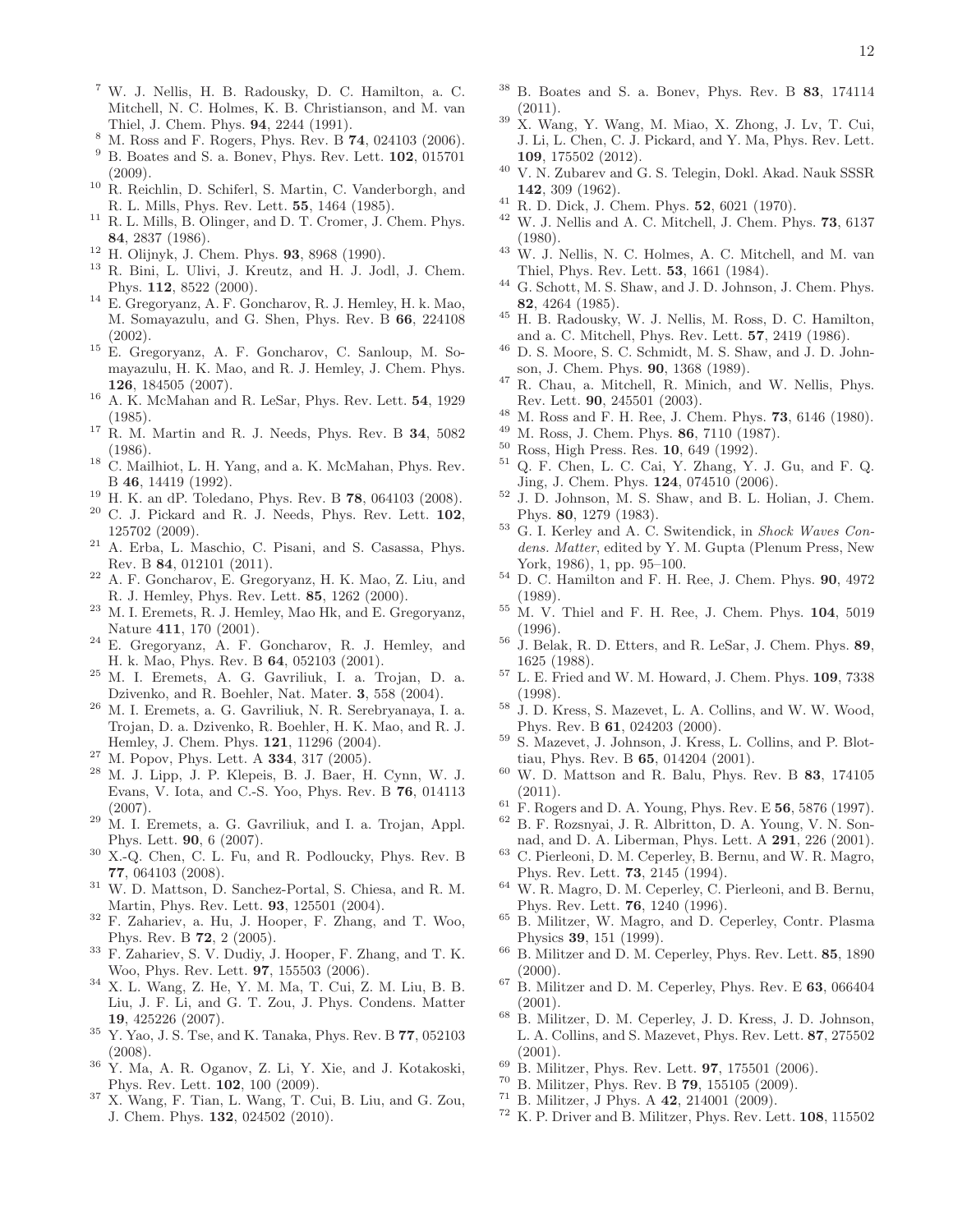[7] W. J. Nellis, H. B. Radousky, D. C. Hamilton, a. C. Mitchell, N. C. Holmes, K. B. Christianson, and M. van Thiel, J. Chem. Phys. **94**, 2244 (1991).

[8] M. Ross and F. Rogers, Phys. Rev. B **74**, 024103 (2006).

[9] B. Boates and S. a. Bonev, Phys. Rev. Lett. **102**, 015701 (2009).

[10] R. Reichlin, D. Schiferl, S. Martin, C. Vanderborgh, and R. L. Mills, Phys. Rev. Lett. **55**, 1464 (1985).

[11] R. L. Mills, B. Olinger, and D. T. Cromer, J. Chem. Phys. **84**, 2837 (1986).

[12] H. Olijnyk, J. Chem. Phys. **93**, 8968 (1990).

[13] R. Bini, L. Ulivi, J. Kreutz, and H. J. Jodl, J. Chem. Phys. **112**, 8522 (2000).

[14] E. Gregoryanz, A. F. Goncharov, R. J. Hemley, H. k. Mao, M. Somayazulu, and G. Shen, Phys. Rev. B **66**, 224108 (2002).

[15] E. Gregoryanz, A. F. Goncharov, C. Sanloup, M. Somayazulu, H. K. Mao, and R. J. Hemley, J. Chem. Phys. **126**, 184505 (2007).

[16] A. K. McMahan and R. LeSar, Phys. Rev. Lett. **54**, 1929 (1985).

[17] R. M. Martin and R. J. Needs, Phys. Rev. B **34**, 5082 (1986).

[18] C. Mailhiot, L. H. Yang, and a. K. McMahan, Phys. Rev. B **46**, 14419 (1992).

[19] H. K. an dP. Toledano, Phys. Rev. B **78**, 064103 (2008).

[20] C. J. Pickard and R. J. Needs, Phys. Rev. Lett. **102**, 125702 (2009).

[21] A. Erba, L. Maschio, C. Pisani, and S. Casassa, Phys. Rev. B **84**, 012101 (2011).

[22] A. F. Goncharov, E. Gregoryanz, H. K. Mao, Z. Liu, and R. J. Hemley, Phys. Rev. Lett. **85**, 1262 (2000).

[23] M. I. Eremets, R. J. Hemley, Mao Hk, and E. Gregoryanz, Nature **411**, 170 (2001).

[24] E. Gregoryanz, A. F. Goncharov, R. J. Hemley, and H. k. Mao, Phys. Rev. B **64**, 052103 (2001).

[25] M. I. Eremets, A. G. Gavriliuk, I. a. Trojan, D. a. Dzivenko, and R. Boehler, Nat. Mater. **3**, 558 (2004).

[26] M. I. Eremets, a. G. Gavriliuk, N. R. Serebryanaya, I. a. Trojan, D. a. Dzivenko, R. Boehler, H. K. Mao, and R. J. Hemley, J. Chem. Phys. **121**, 11296 (2004).

[27] M. Popov, Phys. Lett. A **334**, 317 (2005).

[28] M. J. Lipp, J. P. Klepeis, B. J. Baer, H. Cynn, W. J. Evans, V. Iota, and C.-S. Yoo, Phys. Rev. B **76**, 014113 (2007).

[29] M. I. Eremets, a. G. Gavriliuk, and I. a. Trojan, Appl. Phys. Lett. **90**, 6 (2007).

[30] X.-Q. Chen, C. L. Fu, and R. Podloucky, Phys. Rev. B **77**, 064103 (2008).

[31] W. D. Mattson, D. Sanchez-Portal, S. Chiesa, and R. M. Martin, Phys. Rev. Lett. **93**, 125501 (2004).

[32] F. Zahariev, a. Hu, J. Hooper, F. Zhang, and T. Woo, Phys. Rev. B **72**, 2 (2005).

[33] F. Zahariev, S. V. Dudiy, J. Hooper, F. Zhang, and T. K. Woo, Phys. Rev. Lett. **97**, 155503 (2006).

[34] X. L. Wang, Z. He, Y. M. Ma, T. Cui, Z. M. Liu, B. B. Liu, J. F. Li, and G. T. Zou, J. Phys. Condens. Matter **19**, 425226 (2007).

[35] Y. Yao, J. S. Tse, and K. Tanaka, Phys. Rev. B **77**, 052103 (2008).

[36] Y. Ma, A. R. Oganov, Z. Li, Y. Xie, and J. Kotakoski, Phys. Rev. Lett. **102**, 100 (2009).

[37] X. Wang, F. Tian, L. Wang, T. Cui, B. Liu, and G. Zou, J. Chem. Phys. **132**, 024502 (2010).

[38] B. Boates and S. a. Bonev, Phys. Rev. B **83**, 174114 (2011).

[39] X. Wang, Y. Wang, M. Miao, X. Zhong, J. Lv, T. Cui, J. Li, L. Chen, C. J. Pickard, and Y. Ma, Phys. Rev. Lett. **109**, 175502 (2012).

[40] V. N. Zubarev and G. S. Telegin, Dokl. Akad. Nauk SSSR **142**, 309 (1962).

[41] R. D. Dick, J. Chem. Phys. **52**, 6021 (1970).

[42] W. J. Nellis and A. C. Mitchell, J. Chem. Phys. **73**, 6137 (1980).

[43] W. J. Nellis, N. C. Holmes, A. C. Mitchell, and M. van Thiel, Phys. Rev. Lett. **53**, 1661 (1984).

[44] G. Schott, M. S. Shaw, and J. D. Johnson, J. Chem. Phys. **82**, 4264 (1985).

[45] H. B. Radousky, W. J. Nellis, M. Ross, D. C. Hamilton, and a. C. Mitchell, Phys. Rev. Lett. **57**, 2419 (1986).

[46] D. S. Moore, S. C. Schmidt, M. S. Shaw, and J. D. Johnson, J. Chem. Phys. **90**, 1368 (1989).

[47] R. Chau, a. Mitchell, R. Minich, and W. Nellis, Phys. Rev. Lett. **90**, 245501 (2003).

[48] M. Ross and F. H. Ree, J. Chem. Phys. **73**, 6146 (1980).

[49] M. Ross, J. Chem. Phys. **86**, 7110 (1987).

[50] Ross, High Press. Res. **10**, 649 (1992).

[51] Q. F. Chen, L. C. Cai, Y. Zhang, Y. J. Gu, and F. Q. Jing, J. Chem. Phys. **124**, 074510 (2006).

[52] J. D. Johnson, M. S. Shaw, and B. L. Holian, J. Chem. Phys. **80**, 1279 (1983).

[53] G. I. Kerley and A. C. Switendick, in *Shock Waves Condens. Matter*, edited by Y. M. Gupta (Plenum Press, New York, 1986), 1, pp. 95–100.

[54] D. C. Hamilton and F. H. Ree, J. Chem. Phys. **90**, 4972 (1989).

[55] M. V. Thiel and F. H. Ree, J. Chem. Phys. **104**, 5019 (1996).

[56] J. Belak, R. D. Etters, and R. LeSar, J. Chem. Phys. **89**, 1625 (1988).

[57] L. E. Fried and W. M. Howard, J. Chem. Phys. **109**, 7338 (1998).

[58] J. D. Kress, S. Mazevet, L. A. Collins, and W. W. Wood, Phys. Rev. B **61**, 024203 (2000).

[59] S. Mazevet, J. Johnson, J. Kress, L. Collins, and P. Blottiau, Phys. Rev. B **65**, 014204 (2001).

[60] W. D. Mattson and R. Balu, Phys. Rev. B **83**, 174105 (2011).

[61] F. Rogers and D. A. Young, Phys. Rev. E **56**, 5876 (1997).

[62] B. F. Rozsnyai, J. R. Albritton, D. A. Young, V. N. Sonnad, and D. A. Liberman, Phys. Lett. A **291**, 226 (2001).

[63] C. Pierleoni, D. M. Ceperley, B. Bernu, and W. R. Magro, Phys. Rev. Lett. **73**, 2145 (1994).

[64] W. R. Magro, D. M. Ceperley, C. Pierleoni, and B. Bernu, Phys. Rev. Lett. **76**, 1240 (1996).

[65] B. Militzer, W. Magro, and D. Ceperley, Contr. Plasma Physics **39**, 151 (1999).

[66] B. Militzer and D. M. Ceperley, Phys. Rev. Lett. **85**, 1890 (2000).

[67] B. Militzer and D. M. Ceperley, Phys. Rev. E **63**, 066404 (2001).

[68] B. Militzer, D. M. Ceperley, J. D. Kress, J. D. Johnson, L. A. Collins, and S. Mazevet, Phys. Rev. Lett. **87**, 275502 (2001).

[69] B. Militzer, Phys. Rev. Lett. **97**, 175501 (2006).

[70] B. Militzer, Phys. Rev. B **79**, 155105 (2009).

[71] B. Militzer, J Phys. A **42**, 214001 (2009).

[72] K. P. Driver and B. Militzer, Phys. Rev. Lett. **108**, 115502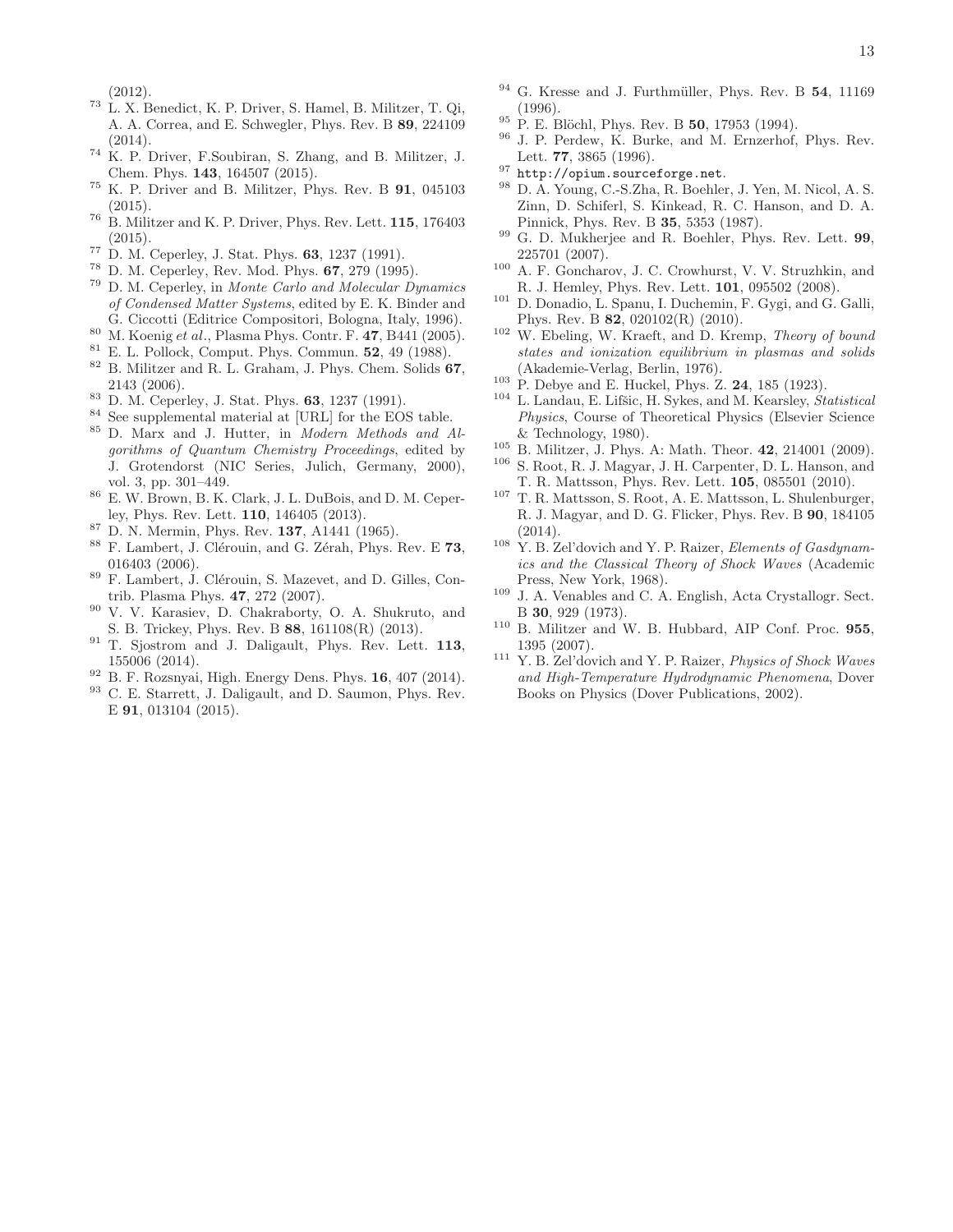(2012).

[73] L. X. Benedict, K. P. Driver, S. Hamel, B. Militzer, T. Qi, A. A. Correa, and E. Schwegler, Phys. Rev. B **89**, 224109 (2014).

[74] K. P. Driver, F.Soubiran, S. Zhang, and B. Militzer, J. Chem. Phys. **143**, 164507 (2015).

[75] K. P. Driver and B. Militzer, Phys. Rev. B **91**, 045103 (2015).

[76] B. Militzer and K. P. Driver, Phys. Rev. Lett. **115**, 176403 (2015).

[77] D. M. Ceperley, J. Stat. Phys. **63**, 1237 (1991).

[78] D. M. Ceperley, Rev. Mod. Phys. **67**, 279 (1995).

[79] D. M. Ceperley, in *Monte Carlo and Molecular Dynamics of Condensed Matter Systems*, edited by E. K. Binder and G. Ciccotti (Editrice Compositori, Bologna, Italy, 1996).

[80] M. Koenig *et al.*, Plasma Phys. Contr. F. **47**, B441 (2005).

[81] E. L. Pollock, Comput. Phys. Commun. **52**, 49 (1988).

[82] B. Militzer and R. L. Graham, J. Phys. Chem. Solids **67**, 2143 (2006).

[83] D. M. Ceperley, J. Stat. Phys. **63**, 1237 (1991).

[84] See supplemental material at [URL] for the EOS table.

[85] D. Marx and J. Hutter, in *Modern Methods and Algorithms of Quantum Chemistry Proceedings*, edited by J. Grotendorst (NIC Series, Julich, Germany, 2000), vol. 3, pp. 301–449.

[86] E. W. Brown, B. K. Clark, J. L. DuBois, and D. M. Ceperley, Phys. Rev. Lett. **110**, 146405 (2013).

[87] D. N. Mermin, Phys. Rev. **137**, A1441 (1965).

[88] F. Lambert, J. Clérouin, and G. Zérah, Phys. Rev. E **73**, 016403 (2006).

[89] F. Lambert, J. Clérouin, S. Mazevet, and D. Gilles, Contrib. Plasma Phys. **47**, 272 (2007).

[90] V. V. Karasiev, D. Chakraborty, O. A. Shukruto, and S. B. Trickey, Phys. Rev. B **88**, 161108(R) (2013).

[91] T. Sjostrom and J. Daligault, Phys. Rev. Lett. **113**, 155006 (2014).

[92] B. F. Rozsnyai, High. Energy Dens. Phys. **16**, 407 (2014).

[93] C. E. Starrett, J. Daligault, and D. Saumon, Phys. Rev. E **91**, 013104 (2015).

[94] G. Kresse and J. Furthmüller, Phys. Rev. B **54**, 11169 (1996).

[95] P. E. Blöchl, Phys. Rev. B **50**, 17953 (1994).

[96] J. P. Perdew, K. Burke, and M. Ernzerhof, Phys. Rev. Lett. **77**, 3865 (1996).

[97] http://opium.sourceforge.net.

[98] D. A. Young, C.-S.Zha, R. Boehler, J. Yen, M. Nicol, A. S. Zinn, D. Schiferl, S. Kinkead, R. C. Hanson, and D. A. Pinnick, Phys. Rev. B **35**, 5353 (1987).

[99] G. D. Mukherjee and R. Boehler, Phys. Rev. Lett. **99**, 225701 (2007).

[100] A. F. Goncharov, J. C. Crowhurst, V. V. Struzhkin, and R. J. Hemley, Phys. Rev. Lett. **101**, 095502 (2008).

[101] D. Donadio, L. Spanu, I. Duchemin, F. Gygi, and G. Galli, Phys. Rev. B **82**, 020102(R) (2010).

[102] W. Ebeling, W. Kraeft, and D. Kremp, *Theory of bound states and ionization equilibrium in plasmas and solids* (Akademie-Verlag, Berlin, 1976).

[103] P. Debye and E. Huckel, Phys. Z. **24**, 185 (1923).

[104] L. Landau, E. Lifšic, H. Sykes, and M. Kearsley, *Statistical Physics*, Course of Theoretical Physics (Elsevier Science & Technology, 1980).

[105] B. Militzer, J. Phys. A: Math. Theor. **42**, 214001 (2009).

[106] S. Root, R. J. Magyar, J. H. Carpenter, D. L. Hanson, and T. R. Mattsson, Phys. Rev. Lett. **105**, 085501 (2010).

[107] T. R. Mattsson, S. Root, A. E. Mattsson, L. Shulenburger, R. J. Magyar, and D. G. Flicker, Phys. Rev. B **90**, 184105 (2014).

[108] Y. B. Zel'dovich and Y. P. Raizer, *Elements of Gasdynamics and the Classical Theory of Shock Waves* (Academic Press, New York, 1968).

[109] J. A. Venables and C. A. English, Acta Crystallogr. Sect. B **30**, 929 (1973).

[110] B. Militzer and W. B. Hubbard, AIP Conf. Proc. **955**, 1395 (2007).

[111] Y. B. Zel'dovich and Y. P. Raizer, *Physics of Shock Waves and High-Temperature Hydrodynamic Phenomena*, Dover Books on Physics (Dover Publications, 2002).